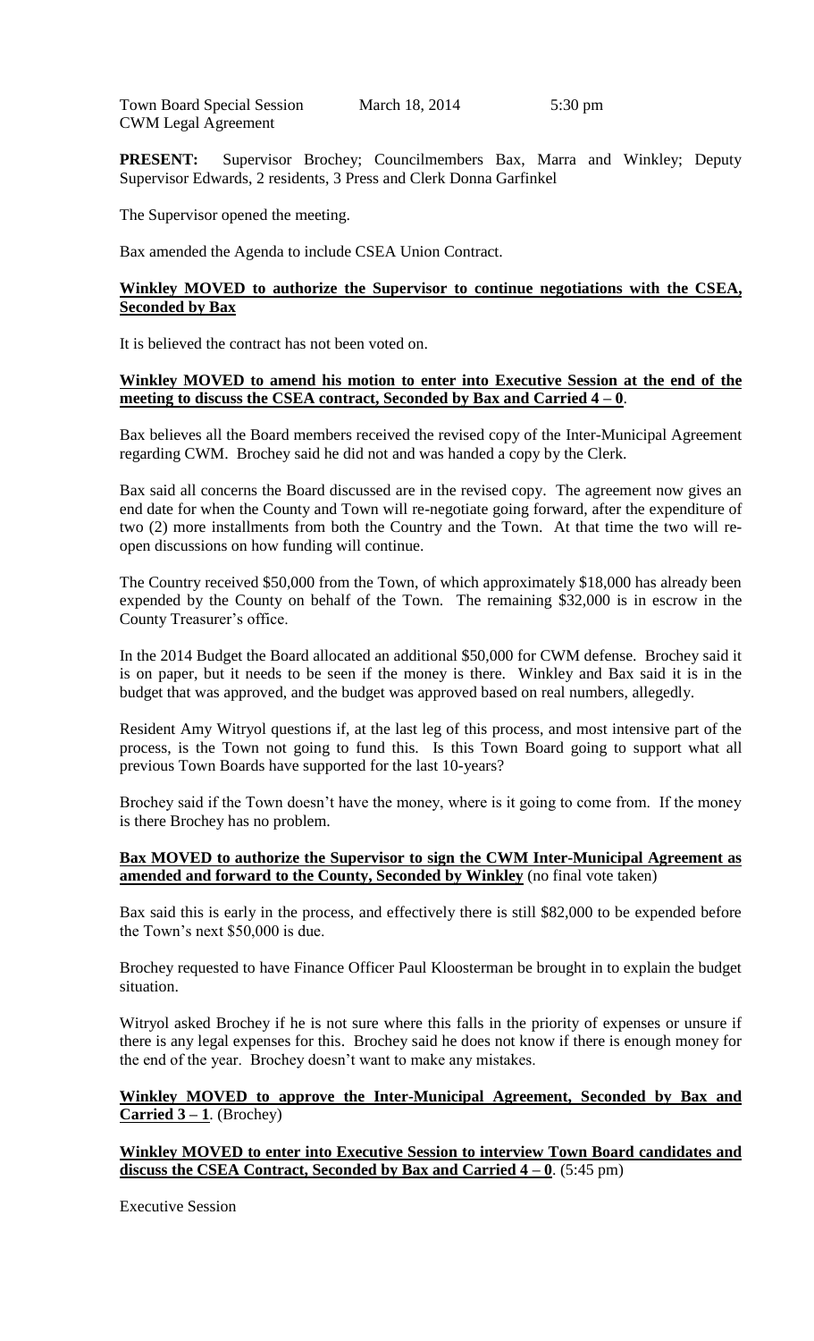Town Board Special Session March 18, 2014 5:30 pm
CWM Legal Agreement

**PRESENT:** Supervisor Brochey; Councilmembers Bax, Marra and Winkley; Deputy Supervisor Edwards, 2 residents, 3 Press and Clerk Donna Garfinkel

The Supervisor opened the meeting.

Bax amended the Agenda to include CSEA Union Contract.

**Winkley MOVED to authorize the Supervisor to continue negotiations with the CSEA, Seconded by Bax**

It is believed the contract has not been voted on.

**Winkley MOVED to amend his motion to enter into Executive Session at the end of the meeting to discuss the CSEA contract, Seconded by Bax and Carried 4 – 0**.

Bax believes all the Board members received the revised copy of the Inter-Municipal Agreement regarding CWM. Brochey said he did not and was handed a copy by the Clerk.

Bax said all concerns the Board discussed are in the revised copy. The agreement now gives an end date for when the County and Town will re-negotiate going forward, after the expenditure of two (2) more installments from both the Country and the Town. At that time the two will re-open discussions on how funding will continue.

The Country received $50,000 from the Town, of which approximately $18,000 has already been expended by the County on behalf of the Town. The remaining $32,000 is in escrow in the County Treasurer's office.

In the 2014 Budget the Board allocated an additional $50,000 for CWM defense. Brochey said it is on paper, but it needs to be seen if the money is there. Winkley and Bax said it is in the budget that was approved, and the budget was approved based on real numbers, allegedly.

Resident Amy Witryol questions if, at the last leg of this process, and most intensive part of the process, is the Town not going to fund this. Is this Town Board going to support what all previous Town Boards have supported for the last 10-years?

Brochey said if the Town doesn't have the money, where is it going to come from. If the money is there Brochey has no problem.

**Bax MOVED to authorize the Supervisor to sign the CWM Inter-Municipal Agreement as amended and forward to the County, Seconded by Winkley** (no final vote taken)

Bax said this is early in the process, and effectively there is still $82,000 to be expended before the Town's next $50,000 is due.

Brochey requested to have Finance Officer Paul Kloosterman be brought in to explain the budget situation.

Witryol asked Brochey if he is not sure where this falls in the priority of expenses or unsure if there is any legal expenses for this. Brochey said he does not know if there is enough money for the end of the year. Brochey doesn't want to make any mistakes.

**Winkley MOVED to approve the Inter-Municipal Agreement, Seconded by Bax and Carried 3 – 1**. (Brochey)

**Winkley MOVED to enter into Executive Session to interview Town Board candidates and discuss the CSEA Contract, Seconded by Bax and Carried 4 – 0**. (5:45 pm)

Executive Session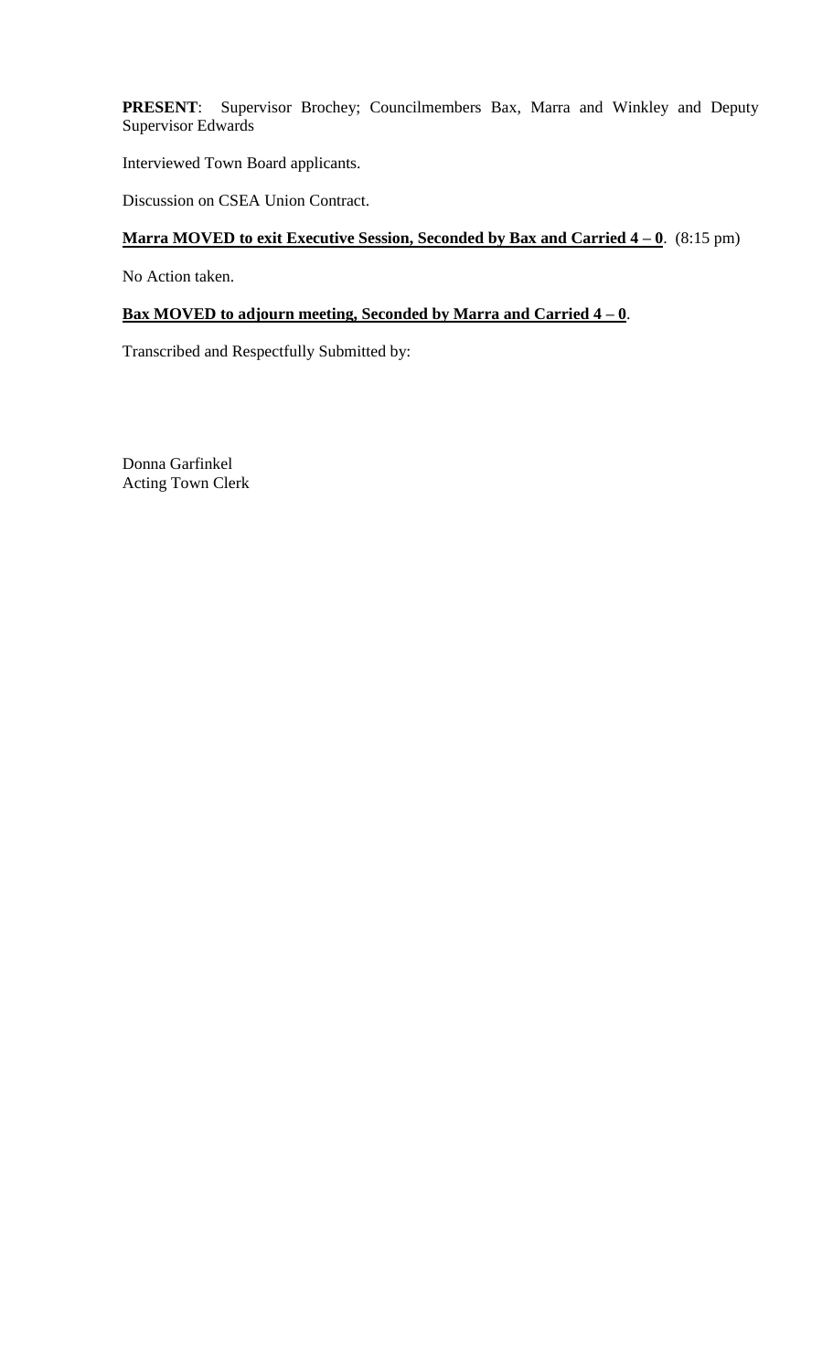**PRESENT**: Supervisor Brochey; Councilmembers Bax, Marra and Winkley and Deputy Supervisor Edwards

Interviewed Town Board applicants.

Discussion on CSEA Union Contract.

**Marra MOVED to exit Executive Session, Seconded by Bax and Carried 4 – 0**. (8:15 pm)

No Action taken.

**Bax MOVED to adjourn meeting, Seconded by Marra and Carried 4 – 0**.

Transcribed and Respectfully Submitted by:

Donna Garfinkel
Acting Town Clerk